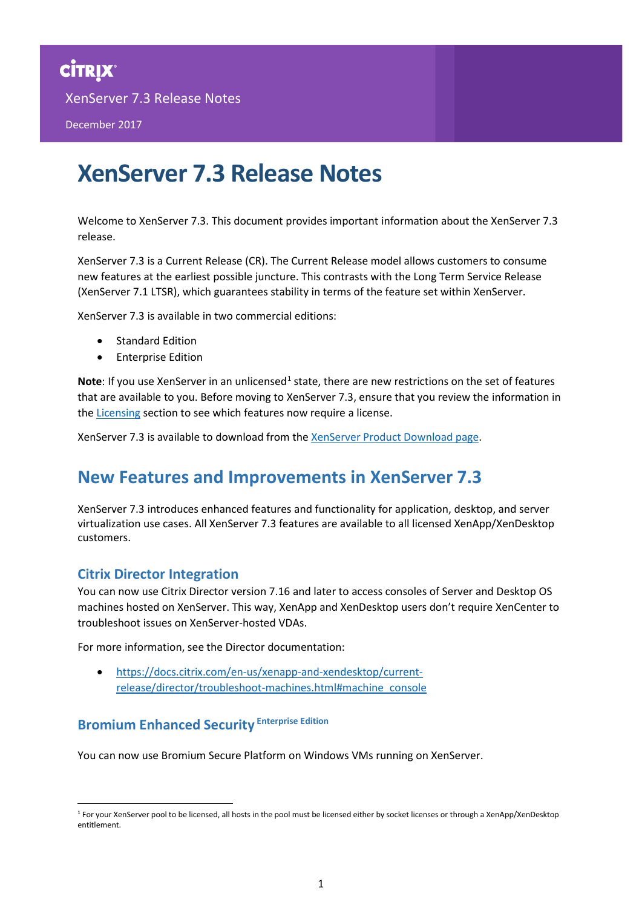CİTRIX

XenServer 7.3 Release Notes

December 2017

# XenServer 7.3 Release Notes

Welcome to XenServer 7.3. This document provides important information about the XenServer 7.3 release.

XenServer 7.3 is a Current Release (CR). The Current Release model allows customers to consume new features at the earliest possible juncture. This contrasts with the Long Term Service Release (XenServer 7.1 LTSR), which guarantees stability in terms of the feature set within XenServer.

XenServer 7.3 is available in two commercial editions:

- Standard Edition
- Enterprise Edition

**Note**: If you use XenServer in an unlicensed[1] state, there are new restrictions on the set of features that are available to you. Before moving to XenServer 7.3, ensure that you review the information in the [Licensing](#) section to see which features now require a license.

XenServer 7.3 is available to download from the [XenServer Product Download page](#).

## New Features and Improvements in XenServer 7.3

XenServer 7.3 introduces enhanced features and functionality for application, desktop, and server virtualization use cases. All XenServer 7.3 features are available to all licensed XenApp/XenDesktop customers.

### Citrix Director Integration

You can now use Citrix Director version 7.16 and later to access consoles of Server and Desktop OS machines hosted on XenServer. This way, XenApp and XenDesktop users don't require XenCenter to troubleshoot issues on XenServer-hosted VDAs.

For more information, see the Director documentation:

- [https://docs.citrix.com/en-us/xenapp-and-xendesktop/current-release/director/troubleshoot-machines.html#machine_console](https://docs.citrix.com/en-us/xenapp-and-xendesktop/current-release/director/troubleshoot-machines.html#machine_console)

### Bromium Enhanced Security Enterprise Edition

You can now use Bromium Secure Platform on Windows VMs running on XenServer.

[1] For your XenServer pool to be licensed, all hosts in the pool must be licensed either by socket licenses or through a XenApp/XenDesktop entitlement.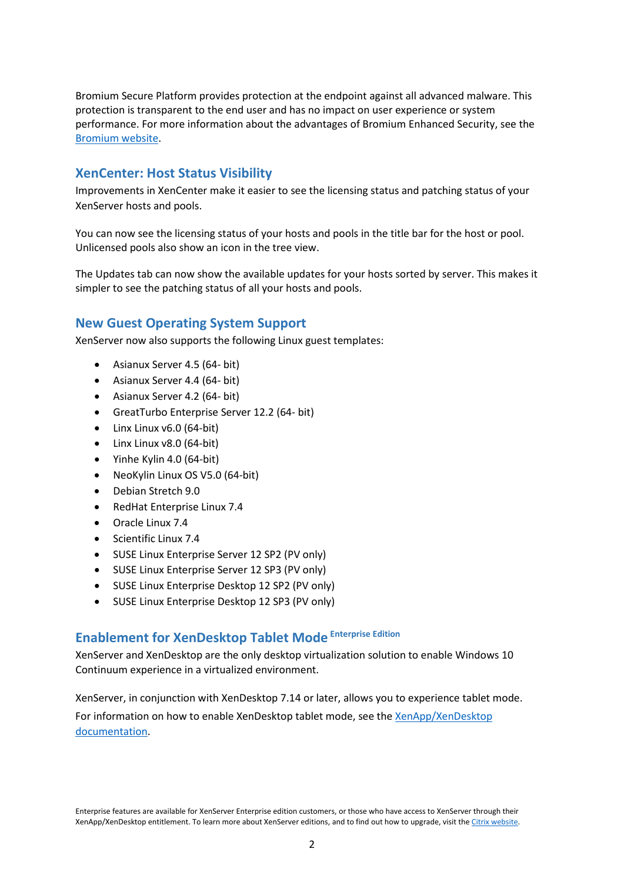Bromium Secure Platform provides protection at the endpoint against all advanced malware. This protection is transparent to the end user and has no impact on user experience or system performance. For more information about the advantages of Bromium Enhanced Security, see the Bromium website.

## XenCenter: Host Status Visibility

Improvements in XenCenter make it easier to see the licensing status and patching status of your XenServer hosts and pools.

You can now see the licensing status of your hosts and pools in the title bar for the host or pool. Unlicensed pools also show an icon in the tree view.

The Updates tab can now show the available updates for your hosts sorted by server. This makes it simpler to see the patching status of all your hosts and pools.

## New Guest Operating System Support

XenServer now also supports the following Linux guest templates:

- Asianux Server 4.5 (64- bit)
- Asianux Server 4.4 (64- bit)
- Asianux Server 4.2 (64- bit)
- GreatTurbo Enterprise Server 12.2 (64- bit)
- Linx Linux v6.0 (64-bit)
- Linx Linux v8.0 (64-bit)
- Yinhe Kylin 4.0 (64-bit)
- NeoKylin Linux OS V5.0 (64-bit)
- Debian Stretch 9.0
- RedHat Enterprise Linux 7.4
- Oracle Linux 7.4
- Scientific Linux 7.4
- SUSE Linux Enterprise Server 12 SP2 (PV only)
- SUSE Linux Enterprise Server 12 SP3 (PV only)
- SUSE Linux Enterprise Desktop 12 SP2 (PV only)
- SUSE Linux Enterprise Desktop 12 SP3 (PV only)

## Enablement for XenDesktop Tablet Mode Enterprise Edition

XenServer and XenDesktop are the only desktop virtualization solution to enable Windows 10 Continuum experience in a virtualized environment.

XenServer, in conjunction with XenDesktop 7.14 or later, allows you to experience tablet mode.

For information on how to enable XenDesktop tablet mode, see the XenApp/XenDesktop documentation.

Enterprise features are available for XenServer Enterprise edition customers, or those who have access to XenServer through their XenApp/XenDesktop entitlement. To learn more about XenServer editions, and to find out how to upgrade, visit the Citrix website.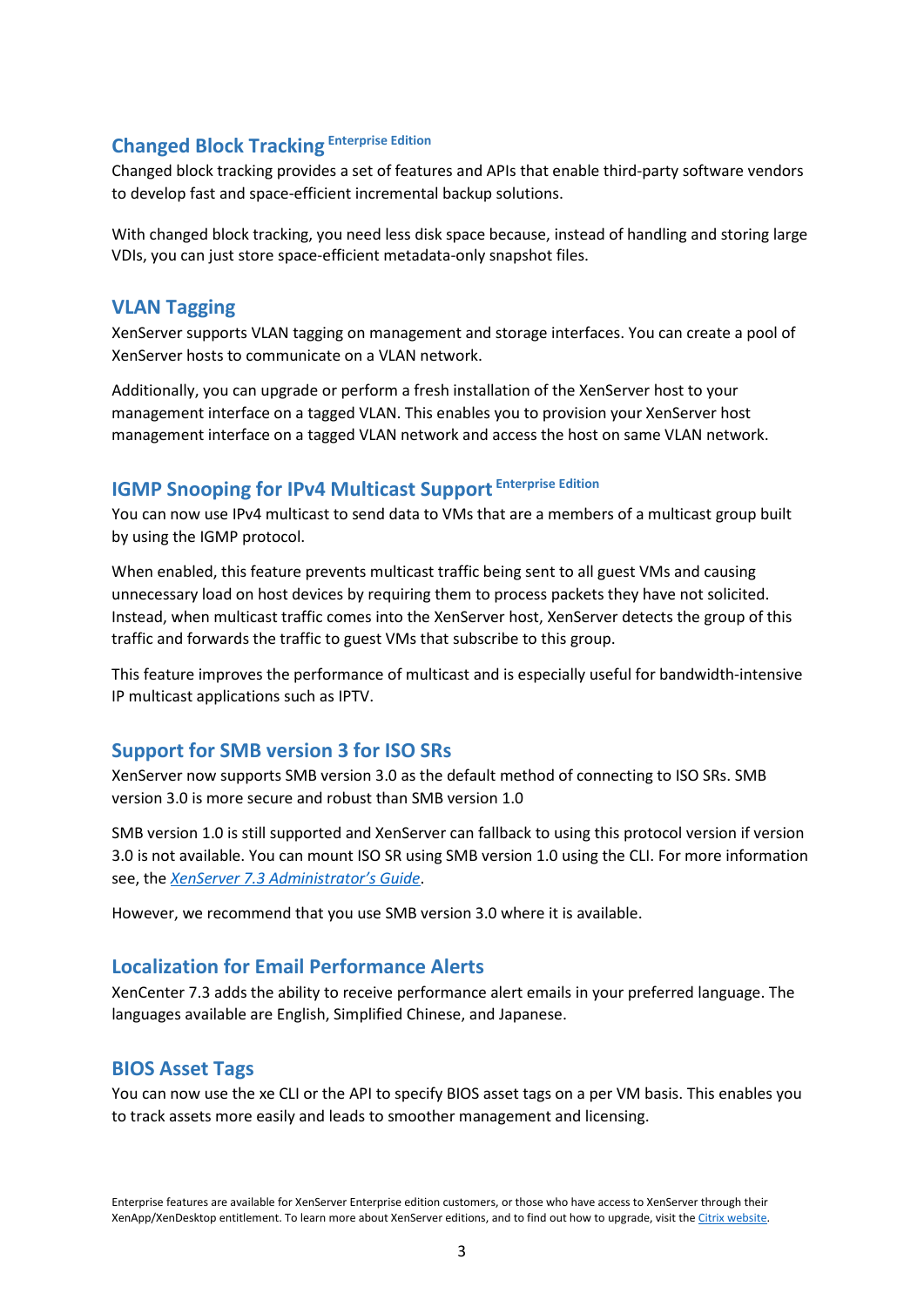## Changed Block Tracking Enterprise Edition

Changed block tracking provides a set of features and APIs that enable third-party software vendors to develop fast and space-efficient incremental backup solutions.

With changed block tracking, you need less disk space because, instead of handling and storing large VDIs, you can just store space-efficient metadata-only snapshot files.

## VLAN Tagging

XenServer supports VLAN tagging on management and storage interfaces. You can create a pool of XenServer hosts to communicate on a VLAN network.

Additionally, you can upgrade or perform a fresh installation of the XenServer host to your management interface on a tagged VLAN. This enables you to provision your XenServer host management interface on a tagged VLAN network and access the host on same VLAN network.

## IGMP Snooping for IPv4 Multicast Support Enterprise Edition

You can now use IPv4 multicast to send data to VMs that are a members of a multicast group built by using the IGMP protocol.

When enabled, this feature prevents multicast traffic being sent to all guest VMs and causing unnecessary load on host devices by requiring them to process packets they have not solicited. Instead, when multicast traffic comes into the XenServer host, XenServer detects the group of this traffic and forwards the traffic to guest VMs that subscribe to this group.

This feature improves the performance of multicast and is especially useful for bandwidth-intensive IP multicast applications such as IPTV.

## Support for SMB version 3 for ISO SRs

XenServer now supports SMB version 3.0 as the default method of connecting to ISO SRs. SMB version 3.0 is more secure and robust than SMB version 1.0

SMB version 1.0 is still supported and XenServer can fallback to using this protocol version if version 3.0 is not available. You can mount ISO SR using SMB version 1.0 using the CLI. For more information see, the *XenServer 7.3 Administrator's Guide*.

However, we recommend that you use SMB version 3.0 where it is available.

## Localization for Email Performance Alerts

XenCenter 7.3 adds the ability to receive performance alert emails in your preferred language. The languages available are English, Simplified Chinese, and Japanese.

## BIOS Asset Tags

You can now use the xe CLI or the API to specify BIOS asset tags on a per VM basis. This enables you to track assets more easily and leads to smoother management and licensing.

Enterprise features are available for XenServer Enterprise edition customers, or those who have access to XenServer through their XenApp/XenDesktop entitlement. To learn more about XenServer editions, and to find out how to upgrade, visit the Citrix website.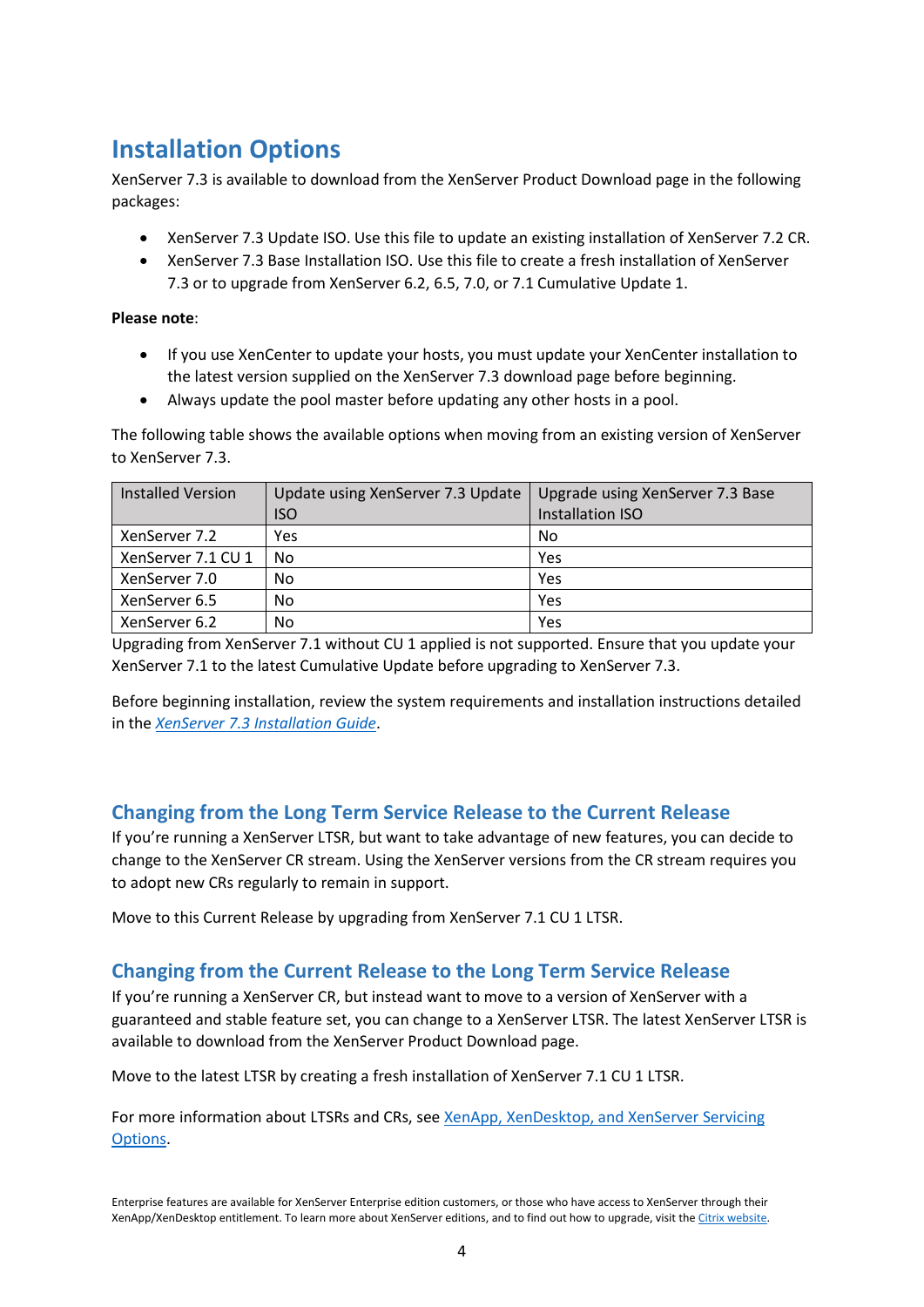# Installation Options

XenServer 7.3 is available to download from the XenServer Product Download page in the following packages:

- XenServer 7.3 Update ISO. Use this file to update an existing installation of XenServer 7.2 CR.
- XenServer 7.3 Base Installation ISO. Use this file to create a fresh installation of XenServer 7.3 or to upgrade from XenServer 6.2, 6.5, 7.0, or 7.1 Cumulative Update 1.

**Please note**:

- If you use XenCenter to update your hosts, you must update your XenCenter installation to the latest version supplied on the XenServer 7.3 download page before beginning.
- Always update the pool master before updating any other hosts in a pool.

The following table shows the available options when moving from an existing version of XenServer to XenServer 7.3.

| Installed Version | Update using XenServer 7.3 Update ISO | Upgrade using XenServer 7.3 Base Installation ISO |
|---|---|---|
| XenServer 7.2 | Yes | No |
| XenServer 7.1 CU 1 | No | Yes |
| XenServer 7.0 | No | Yes |
| XenServer 6.5 | No | Yes |
| XenServer 6.2 | No | Yes |

Upgrading from XenServer 7.1 without CU 1 applied is not supported. Ensure that you update your XenServer 7.1 to the latest Cumulative Update before upgrading to XenServer 7.3.

Before beginning installation, review the system requirements and installation instructions detailed in the *XenServer 7.3 Installation Guide*.

## Changing from the Long Term Service Release to the Current Release

If you're running a XenServer LTSR, but want to take advantage of new features, you can decide to change to the XenServer CR stream. Using the XenServer versions from the CR stream requires you to adopt new CRs regularly to remain in support.

Move to this Current Release by upgrading from XenServer 7.1 CU 1 LTSR.

## Changing from the Current Release to the Long Term Service Release

If you're running a XenServer CR, but instead want to move to a version of XenServer with a guaranteed and stable feature set, you can change to a XenServer LTSR. The latest XenServer LTSR is available to download from the XenServer Product Download page.

Move to the latest LTSR by creating a fresh installation of XenServer 7.1 CU 1 LTSR.

For more information about LTSRs and CRs, see XenApp, XenDesktop, and XenServer Servicing Options.

Enterprise features are available for XenServer Enterprise edition customers, or those who have access to XenServer through their XenApp/XenDesktop entitlement. To learn more about XenServer editions, and to find out how to upgrade, visit the Citrix website.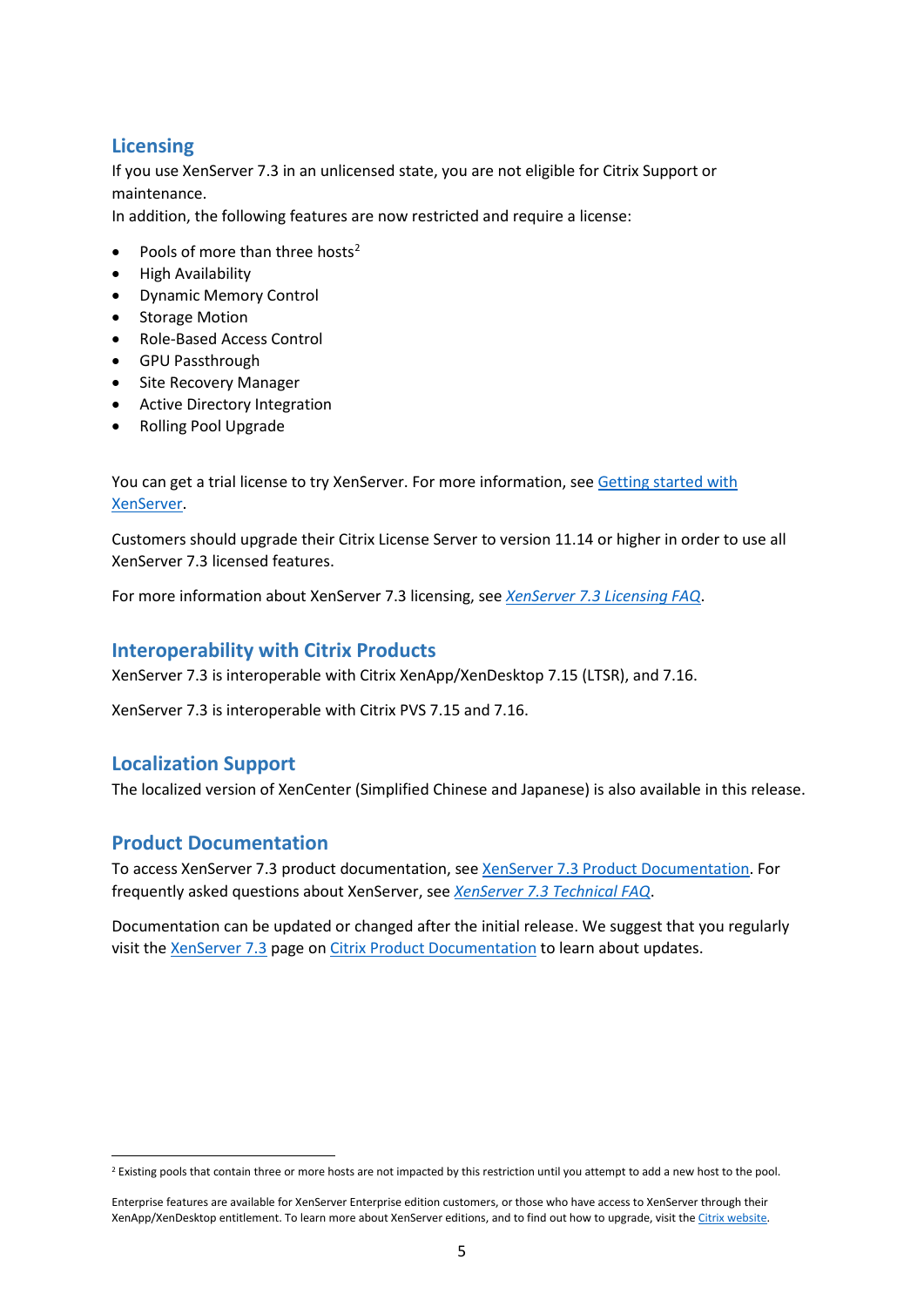## Licensing

If you use XenServer 7.3 in an unlicensed state, you are not eligible for Citrix Support or maintenance.
In addition, the following features are now restricted and require a license:

- Pools of more than three hosts[2]
- High Availability
- Dynamic Memory Control
- Storage Motion
- Role-Based Access Control
- GPU Passthrough
- Site Recovery Manager
- Active Directory Integration
- Rolling Pool Upgrade

You can get a trial license to try XenServer. For more information, see Getting started with XenServer.

Customers should upgrade their Citrix License Server to version 11.14 or higher in order to use all XenServer 7.3 licensed features.

For more information about XenServer 7.3 licensing, see *XenServer 7.3 Licensing FAQ*.

## Interoperability with Citrix Products

XenServer 7.3 is interoperable with Citrix XenApp/XenDesktop 7.15 (LTSR), and 7.16.

XenServer 7.3 is interoperable with Citrix PVS 7.15 and 7.16.

## Localization Support

The localized version of XenCenter (Simplified Chinese and Japanese) is also available in this release.

## Product Documentation

To access XenServer 7.3 product documentation, see XenServer 7.3 Product Documentation. For frequently asked questions about XenServer, see *XenServer 7.3 Technical FAQ*.

Documentation can be updated or changed after the initial release. We suggest that you regularly visit the XenServer 7.3 page on Citrix Product Documentation to learn about updates.

---

[2] Existing pools that contain three or more hosts are not impacted by this restriction until you attempt to add a new host to the pool.

Enterprise features are available for XenServer Enterprise edition customers, or those who have access to XenServer through their XenApp/XenDesktop entitlement. To learn more about XenServer editions, and to find out how to upgrade, visit the Citrix website.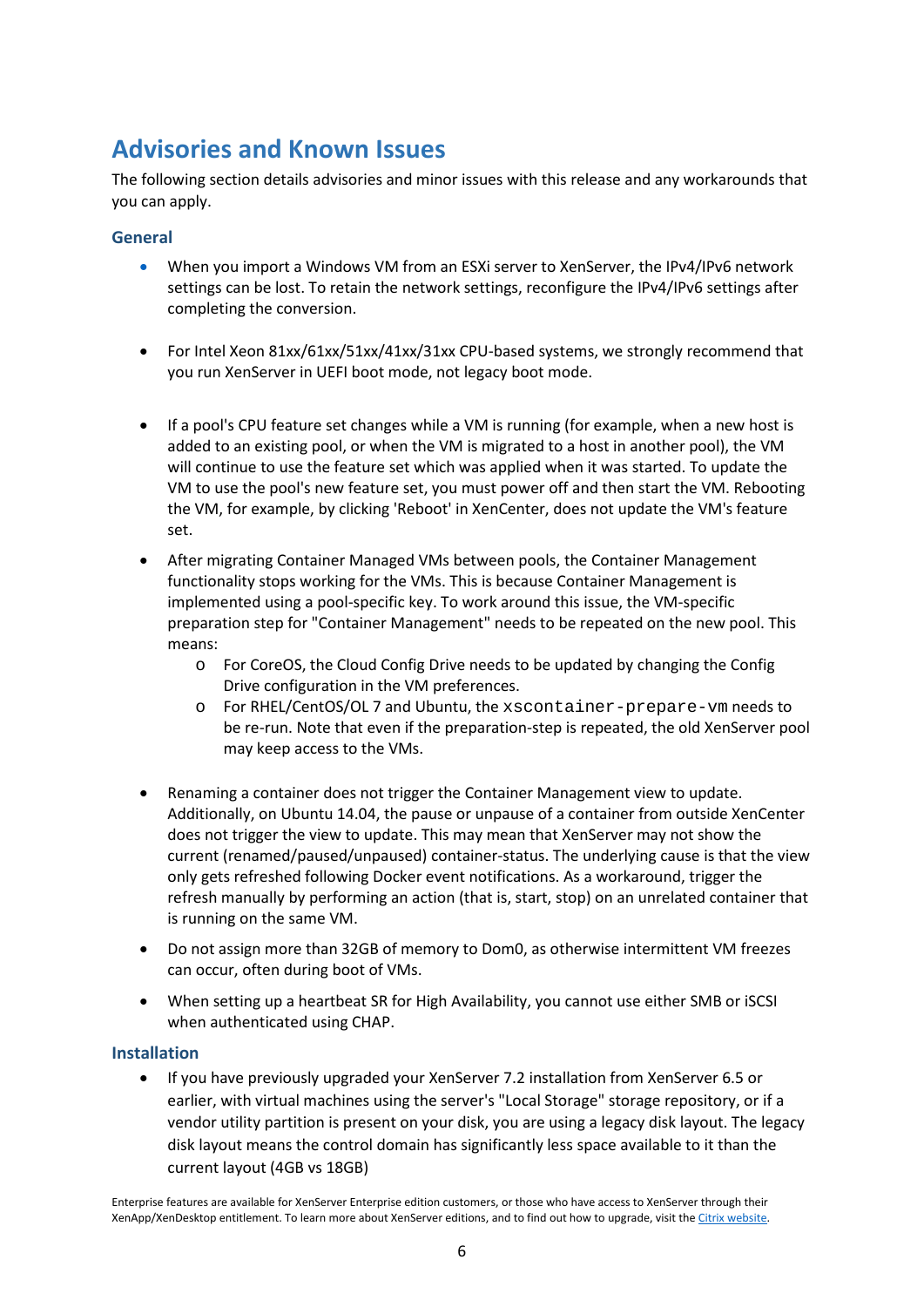## Advisories and Known Issues

The following section details advisories and minor issues with this release and any workarounds that you can apply.

### General

- When you import a Windows VM from an ESXi server to XenServer, the IPv4/IPv6 network settings can be lost. To retain the network settings, reconfigure the IPv4/IPv6 settings after completing the conversion.
- For Intel Xeon 81xx/61xx/51xx/41xx/31xx CPU-based systems, we strongly recommend that you run XenServer in UEFI boot mode, not legacy boot mode.
- If a pool's CPU feature set changes while a VM is running (for example, when a new host is added to an existing pool, or when the VM is migrated to a host in another pool), the VM will continue to use the feature set which was applied when it was started. To update the VM to use the pool's new feature set, you must power off and then start the VM. Rebooting the VM, for example, by clicking 'Reboot' in XenCenter, does not update the VM's feature set.
- After migrating Container Managed VMs between pools, the Container Management functionality stops working for the VMs. This is because Container Management is implemented using a pool-specific key. To work around this issue, the VM-specific preparation step for "Container Management" needs to be repeated on the new pool. This means:
  - For CoreOS, the Cloud Config Drive needs to be updated by changing the Config Drive configuration in the VM preferences.
  - For RHEL/CentOS/OL 7 and Ubuntu, the `xscontainer-prepare-vm` needs to be re-run. Note that even if the preparation-step is repeated, the old XenServer pool may keep access to the VMs.
- Renaming a container does not trigger the Container Management view to update. Additionally, on Ubuntu 14.04, the pause or unpause of a container from outside XenCenter does not trigger the view to update. This may mean that XenServer may not show the current (renamed/paused/unpaused) container-status. The underlying cause is that the view only gets refreshed following Docker event notifications. As a workaround, trigger the refresh manually by performing an action (that is, start, stop) on an unrelated container that is running on the same VM.
- Do not assign more than 32GB of memory to Dom0, as otherwise intermittent VM freezes can occur, often during boot of VMs.
- When setting up a heartbeat SR for High Availability, you cannot use either SMB or iSCSI when authenticated using CHAP.

### Installation

- If you have previously upgraded your XenServer 7.2 installation from XenServer 6.5 or earlier, with virtual machines using the server's "Local Storage" storage repository, or if a vendor utility partition is present on your disk, you are using a legacy disk layout. The legacy disk layout means the control domain has significantly less space available to it than the current layout (4GB vs 18GB)

Enterprise features are available for XenServer Enterprise edition customers, or those who have access to XenServer through their XenApp/XenDesktop entitlement. To learn more about XenServer editions, and to find out how to upgrade, visit the Citrix website.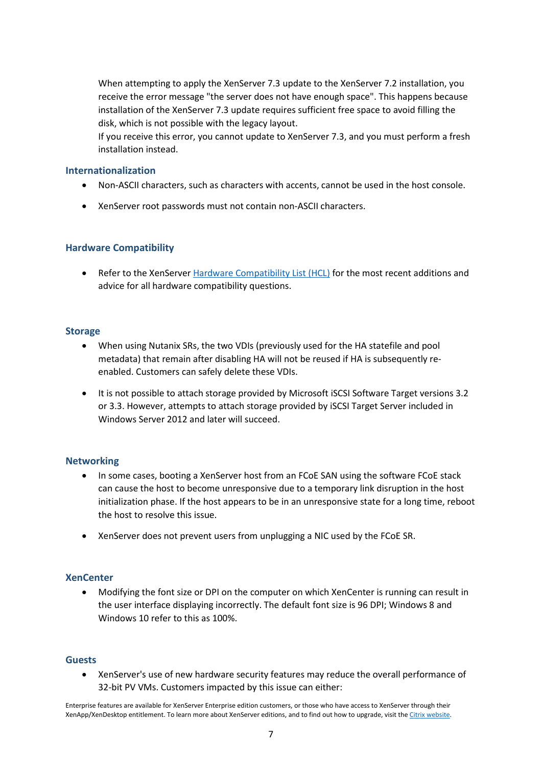When attempting to apply the XenServer 7.3 update to the XenServer 7.2 installation, you receive the error message "the server does not have enough space". This happens because installation of the XenServer 7.3 update requires sufficient free space to avoid filling the disk, which is not possible with the legacy layout.
If you receive this error, you cannot update to XenServer 7.3, and you must perform a fresh installation instead.

### Internationalization

- Non-ASCII characters, such as characters with accents, cannot be used in the host console.
- XenServer root passwords must not contain non-ASCII characters.

### Hardware Compatibility

- Refer to the XenServer Hardware Compatibility List (HCL) for the most recent additions and advice for all hardware compatibility questions.

### Storage

- When using Nutanix SRs, the two VDIs (previously used for the HA statefile and pool metadata) that remain after disabling HA will not be reused if HA is subsequently re-enabled. Customers can safely delete these VDIs.
- It is not possible to attach storage provided by Microsoft iSCSI Software Target versions 3.2 or 3.3. However, attempts to attach storage provided by iSCSI Target Server included in Windows Server 2012 and later will succeed.

### Networking

- In some cases, booting a XenServer host from an FCoE SAN using the software FCoE stack can cause the host to become unresponsive due to a temporary link disruption in the host initialization phase. If the host appears to be in an unresponsive state for a long time, reboot the host to resolve this issue.
- XenServer does not prevent users from unplugging a NIC used by the FCoE SR.

### XenCenter

- Modifying the font size or DPI on the computer on which XenCenter is running can result in the user interface displaying incorrectly. The default font size is 96 DPI; Windows 8 and Windows 10 refer to this as 100%.

### Guests

- XenServer's use of new hardware security features may reduce the overall performance of 32-bit PV VMs. Customers impacted by this issue can either:

Enterprise features are available for XenServer Enterprise edition customers, or those who have access to XenServer through their XenApp/XenDesktop entitlement. To learn more about XenServer editions, and to find out how to upgrade, visit the Citrix website.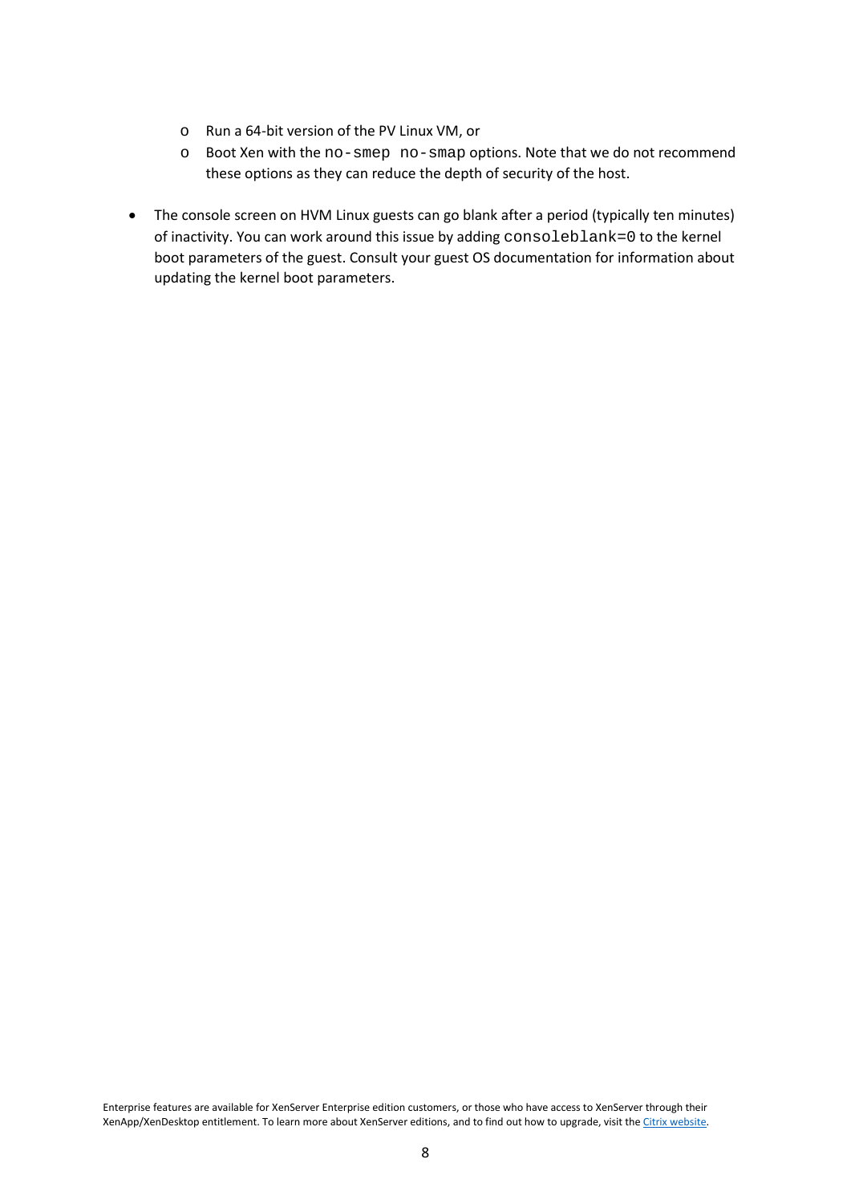- Run a 64-bit version of the PV Linux VM, or
  - Boot Xen with the `no-smep no-smap` options. Note that we do not recommend these options as they can reduce the depth of security of the host.

- The console screen on HVM Linux guests can go blank after a period (typically ten minutes) of inactivity. You can work around this issue by adding `consoleblank=0` to the kernel boot parameters of the guest. Consult your guest OS documentation for information about updating the kernel boot parameters.

Enterprise features are available for XenServer Enterprise edition customers, or those who have access to XenServer through their XenApp/XenDesktop entitlement. To learn more about XenServer editions, and to find out how to upgrade, visit the Citrix website.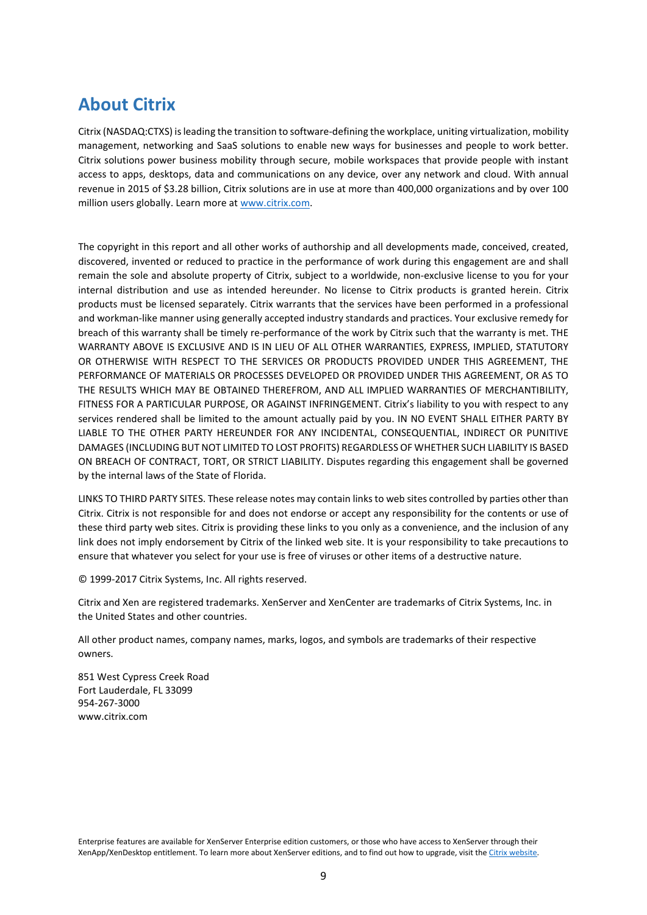# About Citrix

Citrix (NASDAQ:CTXS) is leading the transition to software-defining the workplace, uniting virtualization, mobility management, networking and SaaS solutions to enable new ways for businesses and people to work better. Citrix solutions power business mobility through secure, mobile workspaces that provide people with instant access to apps, desktops, data and communications on any device, over any network and cloud. With annual revenue in 2015 of $3.28 billion, Citrix solutions are in use at more than 400,000 organizations and by over 100 million users globally. Learn more at [www.citrix.com](www.citrix.com).

The copyright in this report and all other works of authorship and all developments made, conceived, created, discovered, invented or reduced to practice in the performance of work during this engagement are and shall remain the sole and absolute property of Citrix, subject to a worldwide, non-exclusive license to you for your internal distribution and use as intended hereunder. No license to Citrix products is granted herein. Citrix products must be licensed separately. Citrix warrants that the services have been performed in a professional and workman-like manner using generally accepted industry standards and practices. Your exclusive remedy for breach of this warranty shall be timely re-performance of the work by Citrix such that the warranty is met. THE WARRANTY ABOVE IS EXCLUSIVE AND IS IN LIEU OF ALL OTHER WARRANTIES, EXPRESS, IMPLIED, STATUTORY OR OTHERWISE WITH RESPECT TO THE SERVICES OR PRODUCTS PROVIDED UNDER THIS AGREEMENT, THE PERFORMANCE OF MATERIALS OR PROCESSES DEVELOPED OR PROVIDED UNDER THIS AGREEMENT, OR AS TO THE RESULTS WHICH MAY BE OBTAINED THEREFROM, AND ALL IMPLIED WARRANTIES OF MERCHANTIBILITY, FITNESS FOR A PARTICULAR PURPOSE, OR AGAINST INFRINGEMENT. Citrix's liability to you with respect to any services rendered shall be limited to the amount actually paid by you. IN NO EVENT SHALL EITHER PARTY BY LIABLE TO THE OTHER PARTY HEREUNDER FOR ANY INCIDENTAL, CONSEQUENTIAL, INDIRECT OR PUNITIVE DAMAGES (INCLUDING BUT NOT LIMITED TO LOST PROFITS) REGARDLESS OF WHETHER SUCH LIABILITY IS BASED ON BREACH OF CONTRACT, TORT, OR STRICT LIABILITY. Disputes regarding this engagement shall be governed by the internal laws of the State of Florida.

LINKS TO THIRD PARTY SITES. These release notes may contain links to web sites controlled by parties other than Citrix. Citrix is not responsible for and does not endorse or accept any responsibility for the contents or use of these third party web sites. Citrix is providing these links to you only as a convenience, and the inclusion of any link does not imply endorsement by Citrix of the linked web site. It is your responsibility to take precautions to ensure that whatever you select for your use is free of viruses or other items of a destructive nature.

© 1999-2017 Citrix Systems, Inc. All rights reserved.

Citrix and Xen are registered trademarks. XenServer and XenCenter are trademarks of Citrix Systems, Inc. in the United States and other countries.

All other product names, company names, marks, logos, and symbols are trademarks of their respective owners.

851 West Cypress Creek Road
Fort Lauderdale, FL 33099
954-267-3000
www.citrix.com

Enterprise features are available for XenServer Enterprise edition customers, or those who have access to XenServer through their XenApp/XenDesktop entitlement. To learn more about XenServer editions, and to find out how to upgrade, visit the Citrix website.